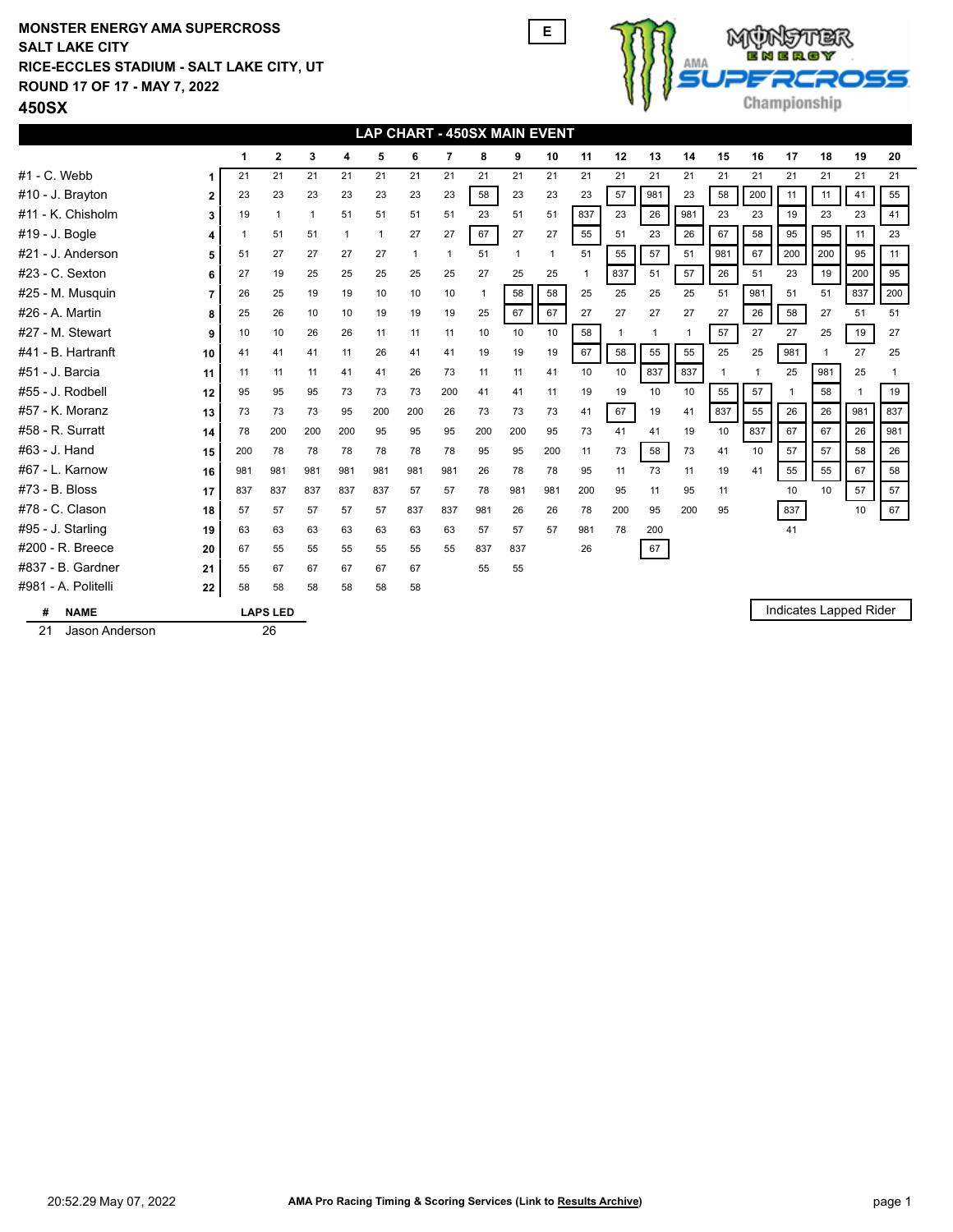**MONSTER ENERGY AMA SUPERCROSS**
**SALT LAKE CITY**
**RICE-ECCLES STADIUM - SALT LAKE CITY, UT**
**ROUND 17 OF 17 - MAY 7, 2022**
**450SX**

E

## LAP CHART - 450SX MAIN EVENT

| | | 1 | 2 | 3 | 4 | 5 | 6 | 7 | 8 | 9 | 10 | 11 | 12 | 13 | 14 | 15 | 16 | 17 | 18 | 19 | 20 |
|---|---|---|---|---|---|---|---|---|---|---|---|---|---|---|---|---|---|---|---|---|---|
| #1 - C. Webb | 1 | 21 | 21 | 21 | 21 | 21 | 21 | 21 | 21 | 21 | 21 | 21 | 21 | 21 | 21 | 21 | 21 | 21 | 21 | 21 | 21 |
| #10 - J. Brayton | 2 | 23 | 23 | 23 | 23 | 23 | 23 | 23 | 58 | 23 | 23 | 23 | 57 | 981 | 23 | 58 | 200 | 11 | 11 | 41 | 55 |
| #11 - K. Chisholm | 3 | 19 | 1 | 1 | 51 | 51 | 51 | 51 | 23 | 51 | 51 | 837 | 23 | 26 | 981 | 23 | 23 | 19 | 23 | 23 | 41 |
| #19 - J. Bogle | 4 | 1 | 51 | 51 | 1 | 1 | 27 | 27 | 67 | 27 | 27 | 55 | 51 | 23 | 26 | 67 | 58 | 95 | 95 | 11 | 23 |
| #21 - J. Anderson | 5 | 51 | 27 | 27 | 27 | 27 | 1 | 1 | 51 | 1 | 1 | 51 | 55 | 57 | 51 | 981 | 67 | 200 | 200 | 95 | 11 |
| #23 - C. Sexton | 6 | 27 | 19 | 25 | 25 | 25 | 25 | 25 | 27 | 25 | 25 | 1 | 837 | 51 | 57 | 26 | 51 | 23 | 19 | 200 | 95 |
| #25 - M. Musquin | 7 | 26 | 25 | 19 | 19 | 10 | 10 | 10 | 1 | 58 | 58 | 25 | 25 | 25 | 25 | 51 | 981 | 51 | 51 | 837 | 200 |
| #26 - A. Martin | 8 | 25 | 26 | 10 | 10 | 19 | 19 | 19 | 25 | 67 | 67 | 27 | 27 | 27 | 27 | 27 | 26 | 58 | 27 | 51 | 51 |
| #27 - M. Stewart | 9 | 10 | 10 | 26 | 26 | 11 | 11 | 11 | 10 | 10 | 10 | 58 | 1 | 1 | 1 | 57 | 27 | 27 | 25 | 19 | 27 |
| #41 - B. Hartranft | 10 | 41 | 41 | 41 | 11 | 26 | 41 | 41 | 19 | 19 | 19 | 67 | 58 | 55 | 55 | 25 | 25 | 981 | 1 | 27 | 25 |
| #51 - J. Barcia | 11 | 11 | 11 | 11 | 41 | 41 | 26 | 73 | 11 | 11 | 41 | 10 | 10 | 837 | 837 | 1 | 1 | 25 | 981 | 25 | 1 |
| #55 - J. Rodbell | 12 | 95 | 95 | 95 | 73 | 73 | 73 | 200 | 41 | 41 | 11 | 19 | 19 | 10 | 10 | 55 | 57 | 1 | 58 | 1 | 19 |
| #57 - K. Moranz | 13 | 73 | 73 | 73 | 95 | 200 | 200 | 26 | 73 | 73 | 73 | 41 | 67 | 19 | 41 | 837 | 55 | 26 | 26 | 981 | 837 |
| #58 - R. Surratt | 14 | 78 | 200 | 200 | 200 | 95 | 95 | 95 | 200 | 200 | 95 | 73 | 41 | 41 | 19 | 10 | 837 | 67 | 67 | 26 | 981 |
| #63 - J. Hand | 15 | 200 | 78 | 78 | 78 | 78 | 78 | 78 | 95 | 95 | 200 | 11 | 73 | 58 | 73 | 41 | 10 | 57 | 57 | 58 | 26 |
| #67 - L. Karnow | 16 | 981 | 981 | 981 | 981 | 981 | 981 | 981 | 26 | 78 | 78 | 95 | 11 | 73 | 11 | 19 | 41 | 55 | 55 | 67 | 58 |
| #73 - B. Bloss | 17 | 837 | 837 | 837 | 837 | 837 | 57 | 57 | 78 | 981 | 981 | 200 | 95 | 11 | 95 | 11 | | 10 | 10 | 57 | 57 |
| #78 - C. Clason | 18 | 57 | 57 | 57 | 57 | 57 | 837 | 837 | 981 | 26 | 26 | 78 | 200 | 95 | 200 | 95 | | 837 | | 10 | 67 |
| #95 - J. Starling | 19 | 63 | 63 | 63 | 63 | 63 | 63 | 63 | 57 | 57 | 57 | 981 | 78 | 200 | | | | 41 | | | |
| #200 - R. Breece | 20 | 67 | 55 | 55 | 55 | 55 | 55 | 55 | 837 | 837 | | 26 | | 67 | | | | | | | |
| #837 - B. Gardner | 21 | 55 | 67 | 67 | 67 | 67 | 67 | | 55 | 55 | | | | | | | | | | | |
| #981 - A. Politelli | 22 | 58 | 58 | 58 | 58 | 58 | 58 | | | | | | | | | | | | | | |

| # | NAME | LAPS LED |
|---|---|---|
| 21 | Jason Anderson | 26 |

Indicates Lapped Rider

20:52.29 May 07, 2022 — AMA Pro Racing Timing & Scoring Services (Link to Results Archive)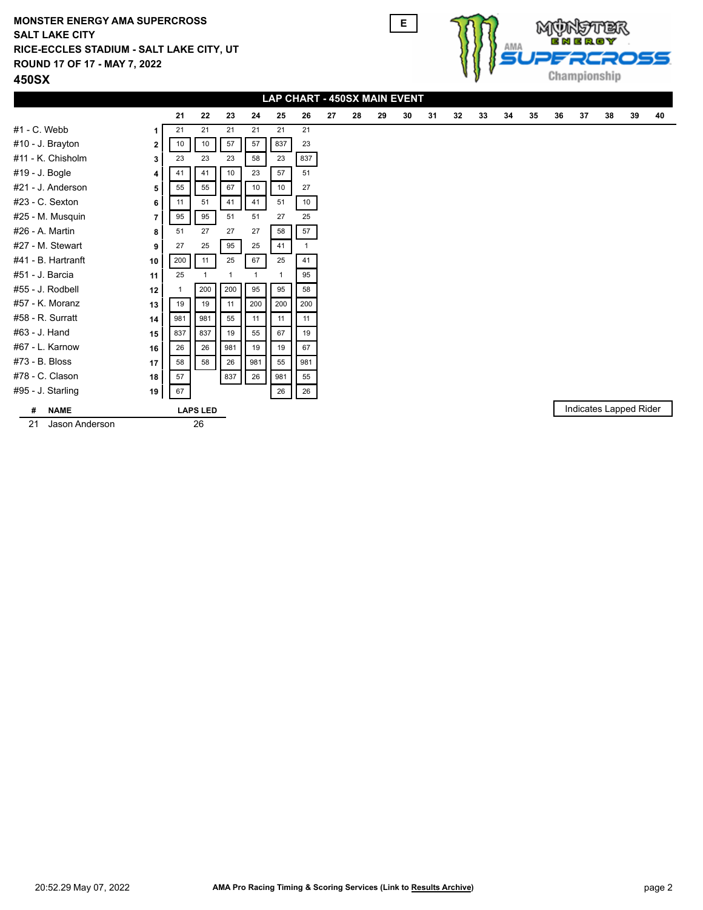**MONSTER ENERGY AMA SUPERCROSS**
**SALT LAKE CITY**
**RICE-ECCLES STADIUM - SALT LAKE CITY, UT**
**ROUND 17 OF 17 - MAY 7, 2022**
**450SX**

E

## LAP CHART - 450SX MAIN EVENT

| Rider | Pos | 21 | 22 | 23 | 24 | 25 | 26 | 27 | 28 | 29 | 30 | 31 | 32 | 33 | 34 | 35 | 36 | 37 | 38 | 39 | 40 |
|---|---|---|---|---|---|---|---|---|---|---|---|---|---|---|---|---|---|---|---|---|---|
| #1 - C. Webb | 1 | 21 | 21 | 21 | 21 | 21 | 21 | | | | | | | | | | | | | | |
| #10 - J. Brayton | 2 | 10 | 10 | 57 | 57 | 837 | 23 | | | | | | | | | | | | | | |
| #11 - K. Chisholm | 3 | 23 | 23 | 23 | 58 | 23 | 837 | | | | | | | | | | | | | | |
| #19 - J. Bogle | 4 | 41 | 41 | 10 | 23 | 57 | 51 | | | | | | | | | | | | | | |
| #21 - J. Anderson | 5 | 55 | 55 | 67 | 10 | 10 | 27 | | | | | | | | | | | | | | |
| #23 - C. Sexton | 6 | 11 | 51 | 41 | 41 | 51 | 10 | | | | | | | | | | | | | | |
| #25 - M. Musquin | 7 | 95 | 95 | 51 | 51 | 27 | 25 | | | | | | | | | | | | | | |
| #26 - A. Martin | 8 | 51 | 27 | 27 | 27 | 58 | 57 | | | | | | | | | | | | | | |
| #27 - M. Stewart | 9 | 27 | 25 | 95 | 25 | 41 | 1 | | | | | | | | | | | | | | |
| #41 - B. Hartranft | 10 | 200 | 11 | 25 | 67 | 25 | 41 | | | | | | | | | | | | | | |
| #51 - J. Barcia | 11 | 25 | 1 | 1 | 1 | 1 | 95 | | | | | | | | | | | | | | |
| #55 - J. Rodbell | 12 | 1 | 200 | 200 | 95 | 95 | 58 | | | | | | | | | | | | | | |
| #57 - K. Moranz | 13 | 19 | 19 | 11 | 200 | 200 | 200 | | | | | | | | | | | | | | |
| #58 - R. Surratt | 14 | 981 | 981 | 55 | 11 | 11 | 11 | | | | | | | | | | | | | | |
| #63 - J. Hand | 15 | 837 | 837 | 19 | 55 | 67 | 19 | | | | | | | | | | | | | | |
| #67 - L. Karnow | 16 | 26 | 26 | 981 | 19 | 19 | 67 | | | | | | | | | | | | | | |
| #73 - B. Bloss | 17 | 58 | 58 | 26 | 981 | 55 | 981 | | | | | | | | | | | | | | |
| #78 - C. Clason | 18 | 57 | | 837 | 26 | 981 | 55 | | | | | | | | | | | | | | |
| #95 - J. Starling | 19 | 67 | | | | 26 | 26 | | | | | | | | | | | | | | |

| # | NAME | LAPS LED |
|---|---|---|
| 21 | Jason Anderson | 26 |

Indicates Lapped Rider

20:52.29 May 07, 2022

AMA Pro Racing Timing & Scoring Services (Link to Results Archive)